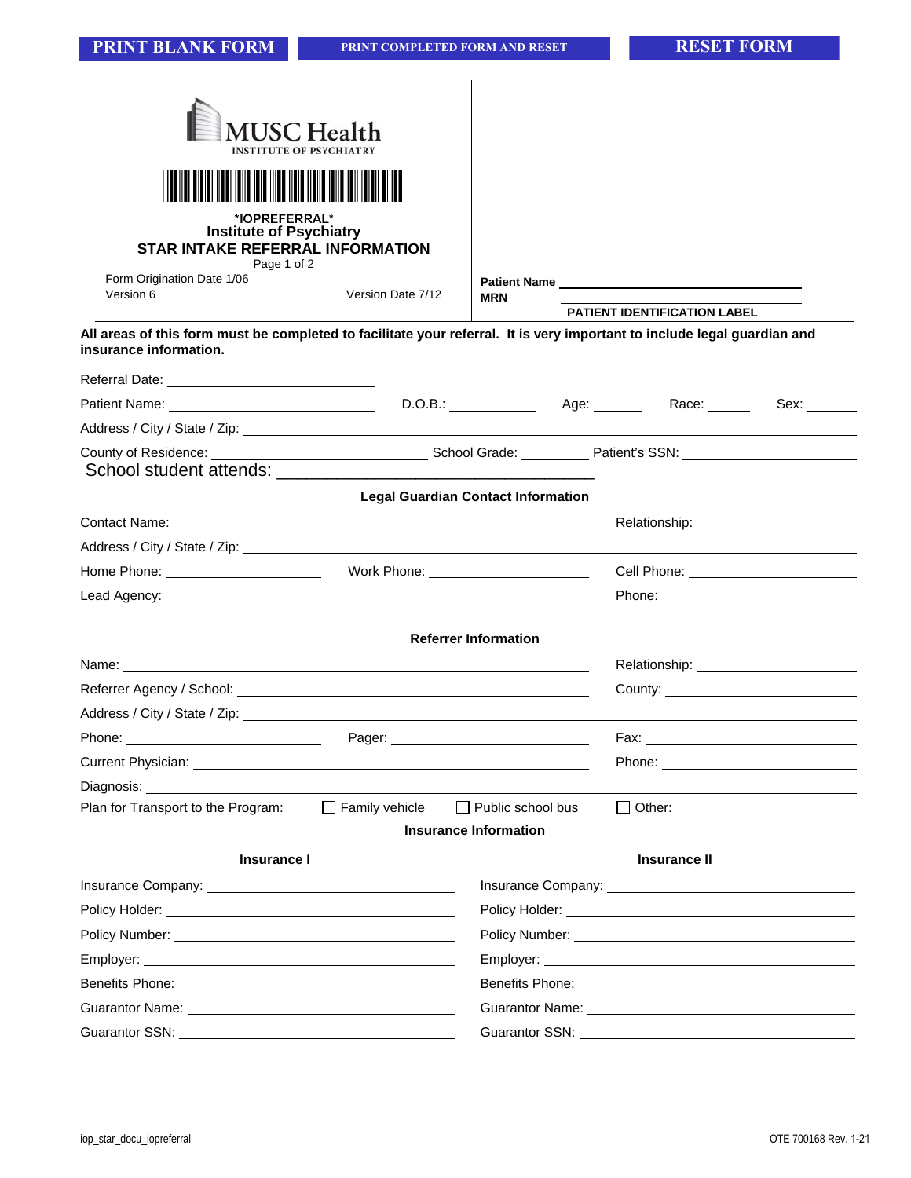PRINT BLANK FORM | PRINT COMPLETED FORM AND RESET | RESET FORM

MUSC Health
INSTITUTE OF PSYCHIATRY

\*IOPREFERRAL\*

# Institute of Psychiatry
## STAR INTAKE REFERRAL INFORMATION

Page 1 of 2

Form Origination Date 1/06
Version 6
Version Date 7/12

**Patient Name** ______________________
**MRN** ______________________

**PATIENT IDENTIFICATION LABEL**

**All areas of this form must be completed to facilitate your referral. It is very important to include legal guardian and insurance information.**

Referral Date: ______________________

Patient Name: ______________________ D.O.B.: __________ Age: ______ Race: ______ Sex: ______

Address / City / State / Zip: ______________________

County of Residence: ______________________ School Grade: ________ Patient's SSN: ______________________

School student attends: ______________________

**Legal Guardian Contact Information**

Contact Name: ______________________ Relationship: ______________________

Address / City / State / Zip: ______________________

Home Phone: ______________________ Work Phone: ______________________ Cell Phone: ______________________

Lead Agency: ______________________ Phone: ______________________

**Referrer Information**

Name: ______________________ Relationship: ______________________

Referrer Agency / School: ______________________ County: ______________________

Address / City / State / Zip: ______________________

Phone: ______________________ Pager: ______________________ Fax: ______________________

Current Physician: ______________________ Phone: ______________________

Diagnosis: ______________________

Plan for Transport to the Program: ☐ Family vehicle ☐ Public school bus ☐ Other: ______________________

**Insurance Information**

| **Insurance I** | **Insurance II** |
|---|---|
| Insurance Company: ______________________ | Insurance Company: ______________________ |
| Policy Holder: ______________________ | Policy Holder: ______________________ |
| Policy Number: ______________________ | Policy Number: ______________________ |
| Employer: ______________________ | Employer: ______________________ |
| Benefits Phone: ______________________ | Benefits Phone: ______________________ |
| Guarantor Name: ______________________ | Guarantor Name: ______________________ |
| Guarantor SSN: ______________________ | Guarantor SSN: ______________________ |

iop_star_docu_iopreferral OTE 700168 Rev. 1-21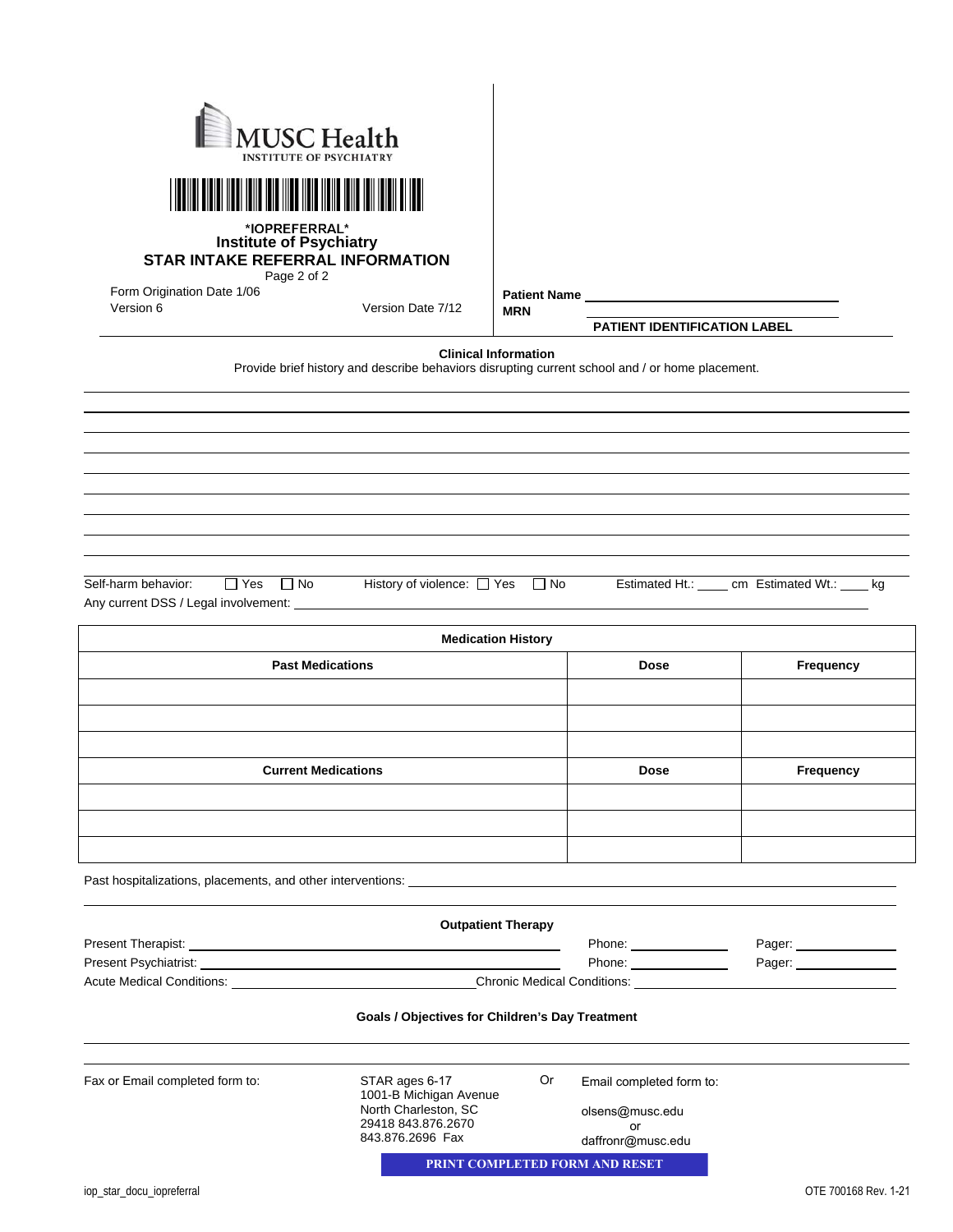MUSC Health
INSTITUTE OF PSYCHIATRY

*IOPREFERRAL*

# Institute of Psychiatry
## STAR INTAKE REFERRAL INFORMATION

Page 2 of 2

Form Origination Date 1/06
Version 6 Version Date 7/12

**Patient Name** ______________________
**MRN**
**PATIENT IDENTIFICATION LABEL**

### Clinical Information

Provide brief history and describe behaviors disrupting current school and / or home placement.

_______________________________________________
_______________________________________________
_______________________________________________
_______________________________________________
_______________________________________________
_______________________________________________
_______________________________________________
_______________________________________________
_______________________________________________

Self-harm behavior: ☐ Yes ☐ No History of violence: ☐ Yes ☐ No Estimated Ht.: ____ cm Estimated Wt.: ____ kg

Any current DSS / Legal involvement: ______________________

| Medication History | | |
|---|---|---|
| **Past Medications** | **Dose** | **Frequency** |
| | | |
| | | |
| | | |
| **Current Medications** | **Dose** | **Frequency** |
| | | |
| | | |
| | | |

Past hospitalizations, placements, and other interventions: ______________________

_______________________________________________

### Outpatient Therapy

Present Therapist: ______________________ Phone: ____________ Pager: ____________

Present Psychiatrist: ______________________ Phone: ____________ Pager: ____________

Acute Medical Conditions: ______________________ Chronic Medical Conditions: ______________________

### Goals / Objectives for Children's Day Treatment

_______________________________________________
_______________________________________________

Fax or Email completed form to:

STAR ages 6-17
1001-B Michigan Avenue
North Charleston, SC
29418 843.876.2670
843.876.2696 Fax

Or

Email completed form to:

olsens@musc.edu
or
daffronr@musc.edu

PRINT COMPLETED FORM AND RESET

iop_star_docu_iopreferral OTE 700168 Rev. 1-21